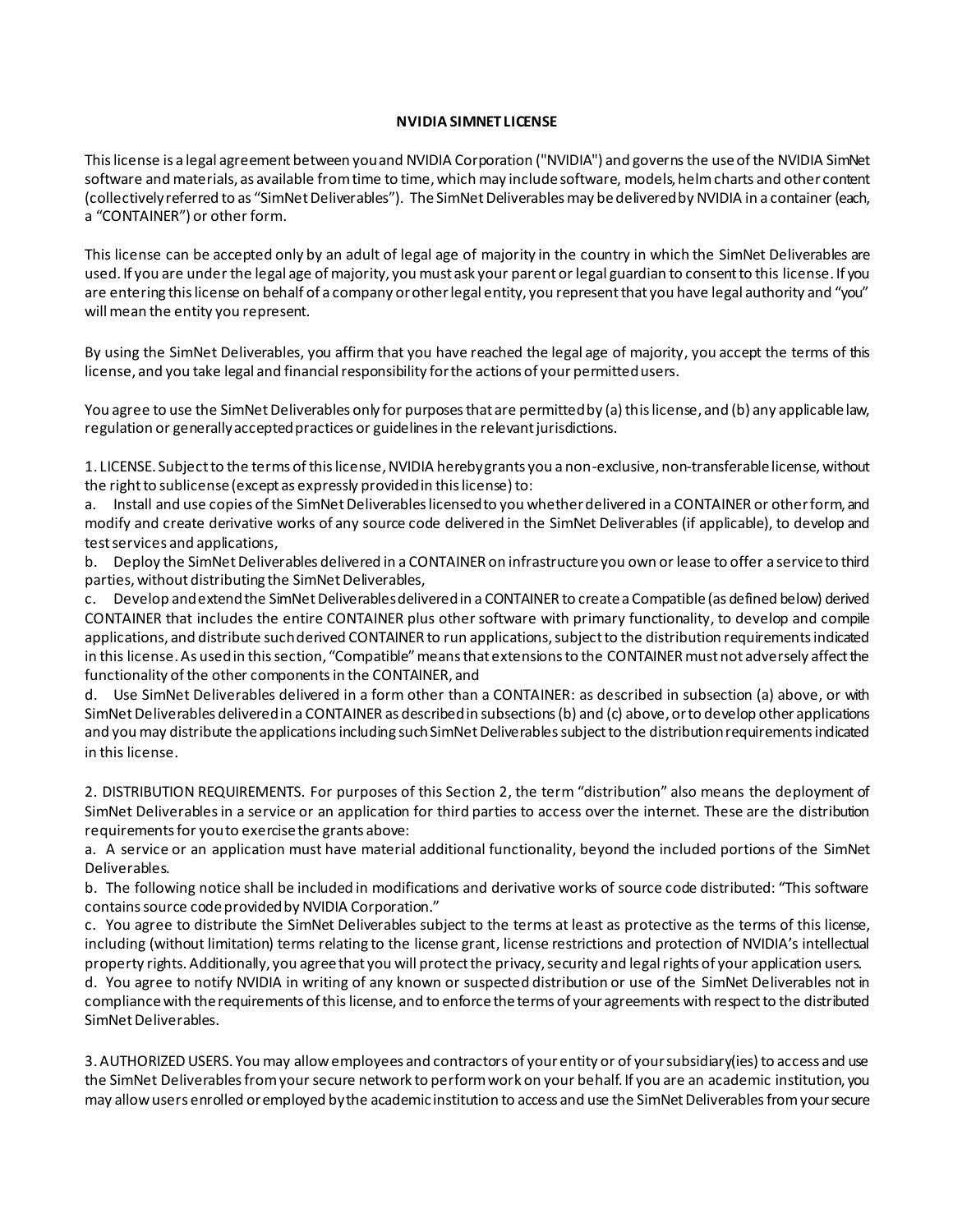# NVIDIA SIMNET LICENSE

This license is a legal agreement between you and NVIDIA Corporation ("NVIDIA") and governs the use of the NVIDIA SimNet software and materials, as available from time to time, which may include software, models, helm charts and other content (collectively referred to as "SimNet Deliverables"). The SimNet Deliverables may be delivered by NVIDIA in a container (each, a "CONTAINER") or other form.

This license can be accepted only by an adult of legal age of majority in the country in which the SimNet Deliverables are used. If you are under the legal age of majority, you must ask your parent or legal guardian to consent to this license. If you are entering this license on behalf of a company or other legal entity, you represent that you have legal authority and "you" will mean the entity you represent.

By using the SimNet Deliverables, you affirm that you have reached the legal age of majority, you accept the terms of this license, and you take legal and financial responsibility for the actions of your permitted users.

You agree to use the SimNet Deliverables only for purposes that are permitted by (a) this license, and (b) any applicable law, regulation or generally accepted practices or guidelines in the relevant jurisdictions.

1. LICENSE. Subject to the terms of this license, NVIDIA hereby grants you a non-exclusive, non-transferable license, without the right to sublicense (except as expressly provided in this license) to:

a. Install and use copies of the SimNet Deliverables licensed to you whether delivered in a CONTAINER or other form, and modify and create derivative works of any source code delivered in the SimNet Deliverables (if applicable), to develop and test services and applications,

b. Deploy the SimNet Deliverables delivered in a CONTAINER on infrastructure you own or lease to offer a service to third parties, without distributing the SimNet Deliverables,

c. Develop and extend the SimNet Deliverables delivered in a CONTAINER to create a Compatible (as defined below) derived CONTAINER that includes the entire CONTAINER plus other software with primary functionality, to develop and compile applications, and distribute such derived CONTAINER to run applications, subject to the distribution requirements indicated in this license. As used in this section, "Compatible" means that extensions to the CONTAINER must not adversely affect the functionality of the other components in the CONTAINER, and

d. Use SimNet Deliverables delivered in a form other than a CONTAINER: as described in subsection (a) above, or with SimNet Deliverables delivered in a CONTAINER as described in subsections (b) and (c) above, or to develop other applications and you may distribute the applications including such SimNet Deliverables subject to the distribution requirements indicated in this license.

2. DISTRIBUTION REQUIREMENTS. For purposes of this Section 2, the term "distribution" also means the deployment of SimNet Deliverables in a service or an application for third parties to access over the internet. These are the distribution requirements for you to exercise the grants above:

a. A service or an application must have material additional functionality, beyond the included portions of the SimNet Deliverables.

b. The following notice shall be included in modifications and derivative works of source code distributed: "This software contains source code provided by NVIDIA Corporation."

c. You agree to distribute the SimNet Deliverables subject to the terms at least as protective as the terms of this license, including (without limitation) terms relating to the license grant, license restrictions and protection of NVIDIA's intellectual property rights. Additionally, you agree that you will protect the privacy, security and legal rights of your application users.

d. You agree to notify NVIDIA in writing of any known or suspected distribution or use of the SimNet Deliverables not in compliance with the requirements of this license, and to enforce the terms of your agreements with respect to the distributed SimNet Deliverables.

3. AUTHORIZED USERS. You may allow employees and contractors of your entity or of your subsidiary(ies) to access and use the SimNet Deliverables from your secure network to perform work on your behalf. If you are an academic institution, you may allow users enrolled or employed by the academic institution to access and use the SimNet Deliverables from your secure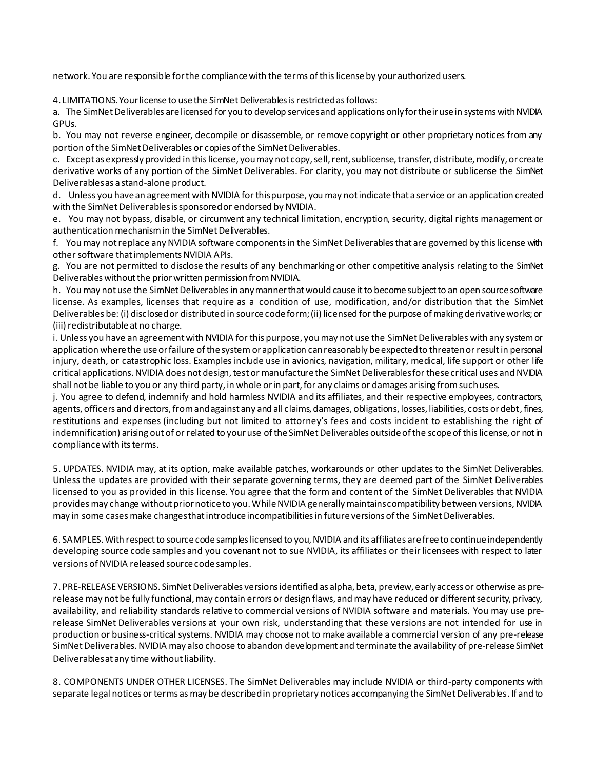network. You are responsible for the compliance with the terms of this license by your authorized users.

4. LIMITATIONS. Your license to use the SimNet Deliverables is restricted as follows:

a. The SimNet Deliverables are licensed for you to develop services and applications only for their use in systems with NVIDIA GPUs.

b. You may not reverse engineer, decompile or disassemble, or remove copyright or other proprietary notices from any portion of the SimNet Deliverables or copies of the SimNet Deliverables.

c. Except as expressly provided in this license, you may not copy, sell, rent, sublicense, transfer, distribute, modify, or create derivative works of any portion of the SimNet Deliverables. For clarity, you may not distribute or sublicense the SimNet Deliverables as a stand-alone product.

d. Unless you have an agreement with NVIDIA for this purpose, you may not indicate that a service or an application created with the SimNet Deliverables is sponsored or endorsed by NVIDIA.

e. You may not bypass, disable, or circumvent any technical limitation, encryption, security, digital rights management or authentication mechanism in the SimNet Deliverables.

f. You may not replace any NVIDIA software components in the SimNet Deliverables that are governed by this license with other software that implements NVIDIA APIs.

g. You are not permitted to disclose the results of any benchmarking or other competitive analysis relating to the SimNet Deliverables without the prior written permission from NVIDIA.

h. You may not use the SimNet Deliverables in any manner that would cause it to become subject to an open source software license. As examples, licenses that require as a condition of use, modification, and/or distribution that the SimNet Deliverables be: (i) disclosed or distributed in source code form; (ii) licensed for the purpose of making derivative works; or (iii) redistributable at no charge.

i. Unless you have an agreement with NVIDIA for this purpose, you may not use the SimNet Deliverables with any system or application where the use or failure of the system or application can reasonably be expected to threaten or result in personal injury, death, or catastrophic loss. Examples include use in avionics, navigation, military, medical, life support or other life critical applications. NVIDIA does not design, test or manufacture the SimNet Deliverables for these critical uses and NVIDIA shall not be liable to you or any third party, in whole or in part, for any claims or damages arising from such uses.

j. You agree to defend, indemnify and hold harmless NVIDIA and its affiliates, and their respective employees, contractors, agents, officers and directors, from and against any and all claims, damages, obligations, losses, liabilities, costs or debt, fines, restitutions and expenses (including but not limited to attorney's fees and costs incident to establishing the right of indemnification) arising out of or related to your use of the SimNet Deliverables outside of the scope of this license, or not in compliance with its terms.

5. UPDATES. NVIDIA may, at its option, make available patches, workarounds or other updates to the SimNet Deliverables. Unless the updates are provided with their separate governing terms, they are deemed part of the SimNet Deliverables licensed to you as provided in this license. You agree that the form and content of the SimNet Deliverables that NVIDIA provides may change without prior notice to you. While NVIDIA generally maintains compatibility between versions, NVIDIA may in some cases make changes that introduce incompatibilities in future versions of the SimNet Deliverables.

6. SAMPLES. With respect to source code samples licensed to you, NVIDIA and its affiliates are free to continue independently developing source code samples and you covenant not to sue NVIDIA, its affiliates or their licensees with respect to later versions of NVIDIA released source code samples.

7. PRE-RELEASE VERSIONS. SimNet Deliverables versions identified as alpha, beta, preview, early access or otherwise as pre-release may not be fully functional, may contain errors or design flaws, and may have reduced or different security, privacy, availability, and reliability standards relative to commercial versions of NVIDIA software and materials. You may use pre-release SimNet Deliverables versions at your own risk, understanding that these versions are not intended for use in production or business-critical systems. NVIDIA may choose not to make available a commercial version of any pre-release SimNet Deliverables. NVIDIA may also choose to abandon development and terminate the availability of pre-release SimNet Deliverables at any time without liability.

8. COMPONENTS UNDER OTHER LICENSES. The SimNet Deliverables may include NVIDIA or third-party components with separate legal notices or terms as may be described in proprietary notices accompanying the SimNet Deliverables. If and to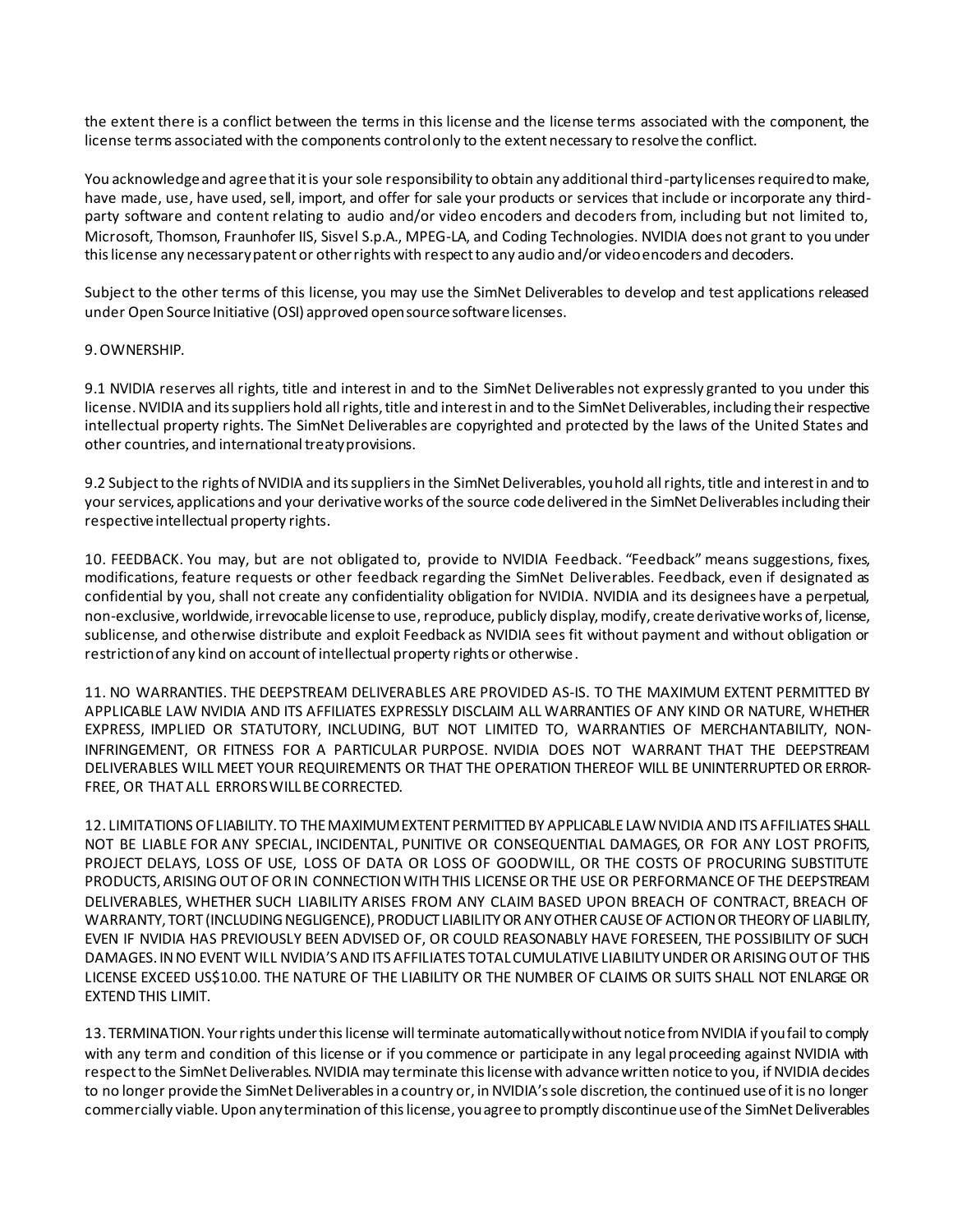the extent there is a conflict between the terms in this license and the license terms associated with the component, the license terms associated with the components control only to the extent necessary to resolve the conflict.

You acknowledge and agree that it is your sole responsibility to obtain any additional third-party licenses required to make, have made, use, have used, sell, import, and offer for sale your products or services that include or incorporate any third-party software and content relating to audio and/or video encoders and decoders from, including but not limited to, Microsoft, Thomson, Fraunhofer IIS, Sisvel S.p.A., MPEG-LA, and Coding Technologies. NVIDIA does not grant to you under this license any necessary patent or other rights with respect to any audio and/or video encoders and decoders.

Subject to the other terms of this license, you may use the SimNet Deliverables to develop and test applications released under Open Source Initiative (OSI) approved open source software licenses.

9. OWNERSHIP.

9.1 NVIDIA reserves all rights, title and interest in and to the SimNet Deliverables not expressly granted to you under this license. NVIDIA and its suppliers hold all rights, title and interest in and to the SimNet Deliverables, including their respective intellectual property rights. The SimNet Deliverables are copyrighted and protected by the laws of the United States and other countries, and international treaty provisions.

9.2 Subject to the rights of NVIDIA and its suppliers in the SimNet Deliverables, you hold all rights, title and interest in and to your services, applications and your derivative works of the source code delivered in the SimNet Deliverables including their respective intellectual property rights.

10. FEEDBACK. You may, but are not obligated to, provide to NVIDIA Feedback. "Feedback" means suggestions, fixes, modifications, feature requests or other feedback regarding the SimNet Deliverables. Feedback, even if designated as confidential by you, shall not create any confidentiality obligation for NVIDIA. NVIDIA and its designees have a perpetual, non-exclusive, worldwide, irrevocable license to use, reproduce, publicly display, modify, create derivative works of, license, sublicense, and otherwise distribute and exploit Feedback as NVIDIA sees fit without payment and without obligation or restriction of any kind on account of intellectual property rights or otherwise.

11. NO WARRANTIES. THE DEEPSTREAM DELIVERABLES ARE PROVIDED AS-IS. TO THE MAXIMUM EXTENT PERMITTED BY APPLICABLE LAW NVIDIA AND ITS AFFILIATES EXPRESSLY DISCLAIM ALL WARRANTIES OF ANY KIND OR NATURE, WHETHER EXPRESS, IMPLIED OR STATUTORY, INCLUDING, BUT NOT LIMITED TO, WARRANTIES OF MERCHANTABILITY, NON-INFRINGEMENT, OR FITNESS FOR A PARTICULAR PURPOSE. NVIDIA DOES NOT WARRANT THAT THE DEEPSTREAM DELIVERABLES WILL MEET YOUR REQUIREMENTS OR THAT THE OPERATION THEREOF WILL BE UNINTERRUPTED OR ERROR-FREE, OR THAT ALL ERRORS WILL BE CORRECTED.

12. LIMITATIONS OF LIABILITY. TO THE MAXIMUM EXTENT PERMITTED BY APPLICABLE LAW NVIDIA AND ITS AFFILIATES SHALL NOT BE LIABLE FOR ANY SPECIAL, INCIDENTAL, PUNITIVE OR CONSEQUENTIAL DAMAGES, OR FOR ANY LOST PROFITS, PROJECT DELAYS, LOSS OF USE, LOSS OF DATA OR LOSS OF GOODWILL, OR THE COSTS OF PROCURING SUBSTITUTE PRODUCTS, ARISING OUT OF OR IN CONNECTION WITH THIS LICENSE OR THE USE OR PERFORMANCE OF THE DEEPSTREAM DELIVERABLES, WHETHER SUCH LIABILITY ARISES FROM ANY CLAIM BASED UPON BREACH OF CONTRACT, BREACH OF WARRANTY, TORT (INCLUDING NEGLIGENCE), PRODUCT LIABILITY OR ANY OTHER CAUSE OF ACTION OR THEORY OF LIABILITY, EVEN IF NVIDIA HAS PREVIOUSLY BEEN ADVISED OF, OR COULD REASONABLY HAVE FORESEEN, THE POSSIBILITY OF SUCH DAMAGES. IN NO EVENT WILL NVIDIA'S AND ITS AFFILIATES TOTAL CUMULATIVE LIABILITY UNDER OR ARISING OUT OF THIS LICENSE EXCEED US$10.00. THE NATURE OF THE LIABILITY OR THE NUMBER OF CLAIMS OR SUITS SHALL NOT ENLARGE OR EXTEND THIS LIMIT.

13. TERMINATION. Your rights under this license will terminate automatically without notice from NVIDIA if you fail to comply with any term and condition of this license or if you commence or participate in any legal proceeding against NVIDIA with respect to the SimNet Deliverables. NVIDIA may terminate this license with advance written notice to you, if NVIDIA decides to no longer provide the SimNet Deliverables in a country or, in NVIDIA's sole discretion, the continued use of it is no longer commercially viable. Upon any termination of this license, you agree to promptly discontinue use of the SimNet Deliverables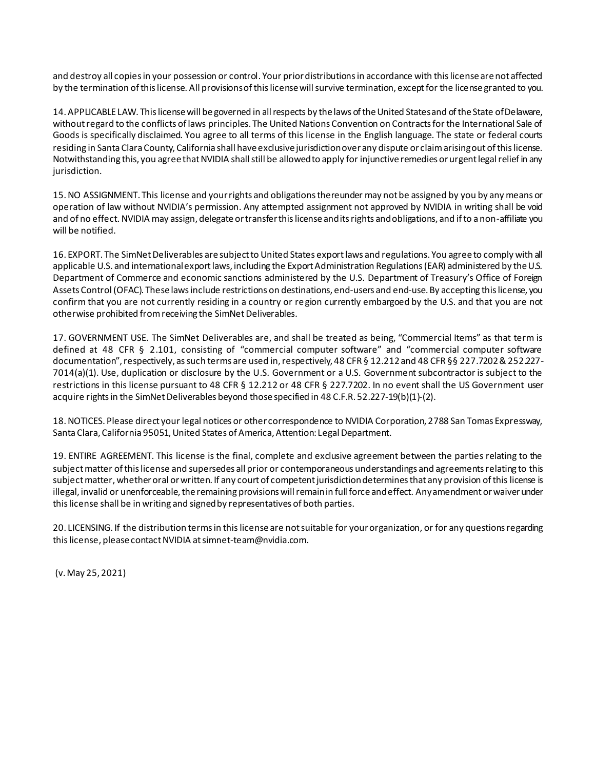and destroy all copies in your possession or control. Your prior distributions in accordance with this license are not affected by the termination of this license. All provisions of this license will survive termination, except for the license granted to you.

14. APPLICABLE LAW. This license will be governed in all respects by the laws of the United States and of the State of Delaware, without regard to the conflicts of laws principles. The United Nations Convention on Contracts for the International Sale of Goods is specifically disclaimed. You agree to all terms of this license in the English language. The state or federal courts residing in Santa Clara County, California shall have exclusive jurisdiction over any dispute or claim arising out of this license. Notwithstanding this, you agree that NVIDIA shall still be allowed to apply for injunctive remedies or urgent legal relief in any jurisdiction.

15. NO ASSIGNMENT. This license and your rights and obligations thereunder may not be assigned by you by any means or operation of law without NVIDIA's permission. Any attempted assignment not approved by NVIDIA in writing shall be void and of no effect. NVIDIA may assign, delegate or transfer this license and its rights and obligations, and if to a non-affiliate you will be notified.

16. EXPORT. The SimNet Deliverables are subject to United States export laws and regulations. You agree to comply with all applicable U.S. and international export laws, including the Export Administration Regulations (EAR) administered by the U.S. Department of Commerce and economic sanctions administered by the U.S. Department of Treasury's Office of Foreign Assets Control (OFAC). These laws include restrictions on destinations, end-users and end-use. By accepting this license, you confirm that you are not currently residing in a country or region currently embargoed by the U.S. and that you are not otherwise prohibited from receiving the SimNet Deliverables.

17. GOVERNMENT USE. The SimNet Deliverables are, and shall be treated as being, "Commercial Items" as that term is defined at 48 CFR § 2.101, consisting of "commercial computer software" and "commercial computer software documentation", respectively, as such terms are used in, respectively, 48 CFR § 12.212 and 48 CFR §§ 227.7202 & 252.227-7014(a)(1). Use, duplication or disclosure by the U.S. Government or a U.S. Government subcontractor is subject to the restrictions in this license pursuant to 48 CFR § 12.212 or 48 CFR § 227.7202. In no event shall the US Government user acquire rights in the SimNet Deliverables beyond those specified in 48 C.F.R. 52.227-19(b)(1)-(2).

18. NOTICES. Please direct your legal notices or other correspondence to NVIDIA Corporation, 2788 San Tomas Expressway, Santa Clara, California 95051, United States of America, Attention: Legal Department.

19. ENTIRE AGREEMENT. This license is the final, complete and exclusive agreement between the parties relating to the subject matter of this license and supersedes all prior or contemporaneous understandings and agreements relating to this subject matter, whether oral or written. If any court of competent jurisdiction determines that any provision of this license is illegal, invalid or unenforceable, the remaining provisions will remain in full force and effect. Any amendment or waiver under this license shall be in writing and signed by representatives of both parties.

20. LICENSING. If the distribution terms in this license are not suitable for your organization, or for any questions regarding this license, please contact NVIDIA at simnet-team@nvidia.com.

(v. May 25, 2021)